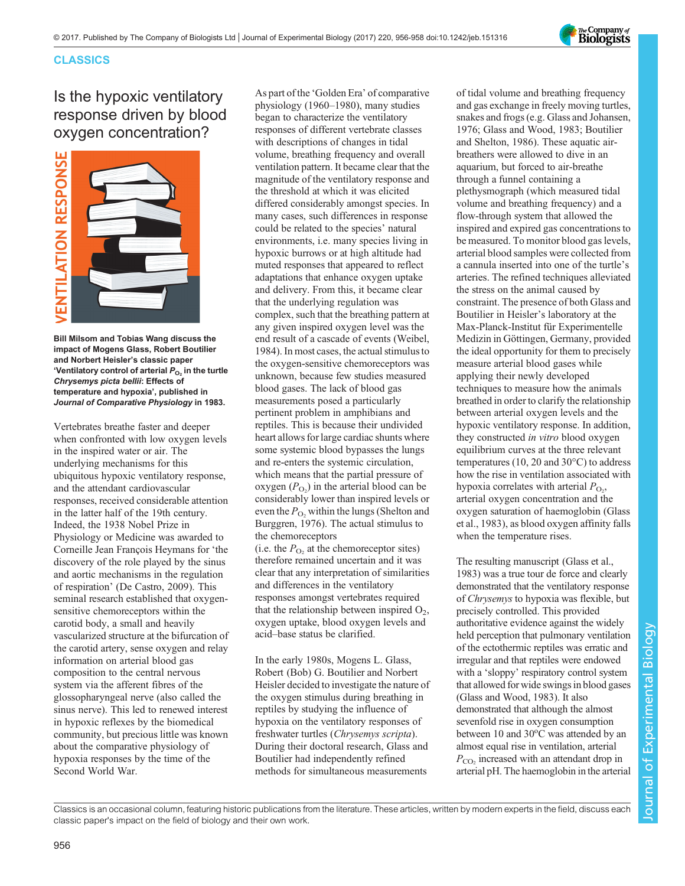CLASSICS

# Is the hypoxic ventilatory response driven by blood oxygen concentration?

VENTILATION RESPONSE

**Bill Milsom and Tobias Wang discuss the impact of Mogens Glass, Robert Boutilier and Norbert Heisler's classic paper 'Ventilatory control of arterial $P_{O_2}$ in the turtle *Chrysemys picta bellii*: Effects of temperature and hypoxia', published in *Journal of Comparative Physiology* in 1983.**

Vertebrates breathe faster and deeper when confronted with low oxygen levels in the inspired water or air. The underlying mechanisms for this ubiquitous hypoxic ventilatory response, and the attendant cardiovascular responses, received considerable attention in the latter half of the 19th century. Indeed, the 1938 Nobel Prize in Physiology or Medicine was awarded to Corneille Jean François Heymans for 'the discovery of the role played by the sinus and aortic mechanisms in the regulation of respiration' (De Castro, 2009). This seminal research established that oxygen-sensitive chemoreceptors within the carotid body, a small and heavily vascularized structure at the bifurcation of the carotid artery, sense oxygen and relay information on arterial blood gas composition to the central nervous system via the afferent fibres of the glossopharyngeal nerve (also called the sinus nerve). This led to renewed interest in hypoxic reflexes by the biomedical community, but precious little was known about the comparative physiology of hypoxia responses by the time of the Second World War.

As part of the 'Golden Era' of comparative physiology (1960–1980), many studies began to characterize the ventilatory responses of different vertebrate classes with descriptions of changes in tidal volume, breathing frequency and overall ventilation pattern. It became clear that the magnitude of the ventilatory response and the threshold at which it was elicited differed considerably amongst species. In many cases, such differences in response could be related to the species' natural environments, i.e. many species living in hypoxic burrows or at high altitude had muted responses that appeared to reflect adaptations that enhance oxygen uptake and delivery. From this, it became clear that the underlying regulation was complex, such that the breathing pattern at any given inspired oxygen level was the end result of a cascade of events (Weibel, 1984). In most cases, the actual stimulus to the oxygen-sensitive chemoreceptors was unknown, because few studies measured blood gases. The lack of blood gas measurements posed a particularly pertinent problem in amphibians and reptiles. This is because their undivided heart allows for large cardiac shunts where some systemic blood bypasses the lungs and re-enters the systemic circulation, which means that the partial pressure of oxygen ($P_{O_2}$) in the arterial blood can be considerably lower than inspired levels or even the $P_{O_2}$ within the lungs (Shelton and Burggren, 1976). The actual stimulus to the chemoreceptors (i.e. the $P_{O_2}$ at the chemoreceptor sites) therefore remained uncertain and it was clear that any interpretation of similarities and differences in the ventilatory responses amongst vertebrates required that the relationship between inspired $O_2$, oxygen uptake, blood oxygen levels and acid–base status be clarified.

In the early 1980s, Mogens L. Glass, Robert (Bob) G. Boutilier and Norbert Heisler decided to investigate the nature of the oxygen stimulus during breathing in reptiles by studying the influence of hypoxia on the ventilatory responses of freshwater turtles (*Chrysemys scripta*). During their doctoral research, Glass and Boutilier had independently refined methods for simultaneous measurements of tidal volume and breathing frequency and gas exchange in freely moving turtles, snakes and frogs (e.g. Glass and Johansen, 1976; Glass and Wood, 1983; Boutilier and Shelton, 1986). These aquatic air-breathers were allowed to dive in an aquarium, but forced to air-breathe through a funnel containing a plethysmograph (which measured tidal volume and breathing frequency) and a flow-through system that allowed the inspired and expired gas concentrations to be measured. To monitor blood gas levels, arterial blood samples were collected from a cannula inserted into one of the turtle's arteries. The refined techniques alleviated the stress on the animal caused by constraint. The presence of both Glass and Boutilier in Heisler's laboratory at the Max-Planck-Institut für Experimentelle Medizin in Göttingen, Germany, provided the ideal opportunity for them to precisely measure arterial blood gases while applying their newly developed techniques to measure how the animals breathed in order to clarify the relationship between arterial oxygen levels and the hypoxic ventilatory response. In addition, they constructed *in vitro* blood oxygen equilibrium curves at the three relevant temperatures (10, 20 and 30°C) to address how the rise in ventilation associated with hypoxia correlates with arterial $P_{O_2}$, arterial oxygen concentration and the oxygen saturation of haemoglobin (Glass et al., 1983), as blood oxygen affinity falls when the temperature rises.

The resulting manuscript (Glass et al., 1983) was a true tour de force and clearly demonstrated that the ventilatory response of *Chrysemys* to hypoxia was flexible, but precisely controlled. This provided authoritative evidence against the widely held perception that pulmonary ventilation of the ectothermic reptiles was erratic and irregular and that reptiles were endowed with a 'sloppy' respiratory control system that allowed for wide swings in blood gases (Glass and Wood, 1983). It also demonstrated that although the almost sevenfold rise in oxygen consumption between 10 and 30°C was attended by an almost equal rise in ventilation, arterial $P_{CO_2}$ increased with an attendant drop in arterial pH. The haemoglobin in the arterial

Classics is an occasional column, featuring historic publications from the literature. These articles, written by modern experts in the field, discuss each classic paper's impact on the field of biology and their own work.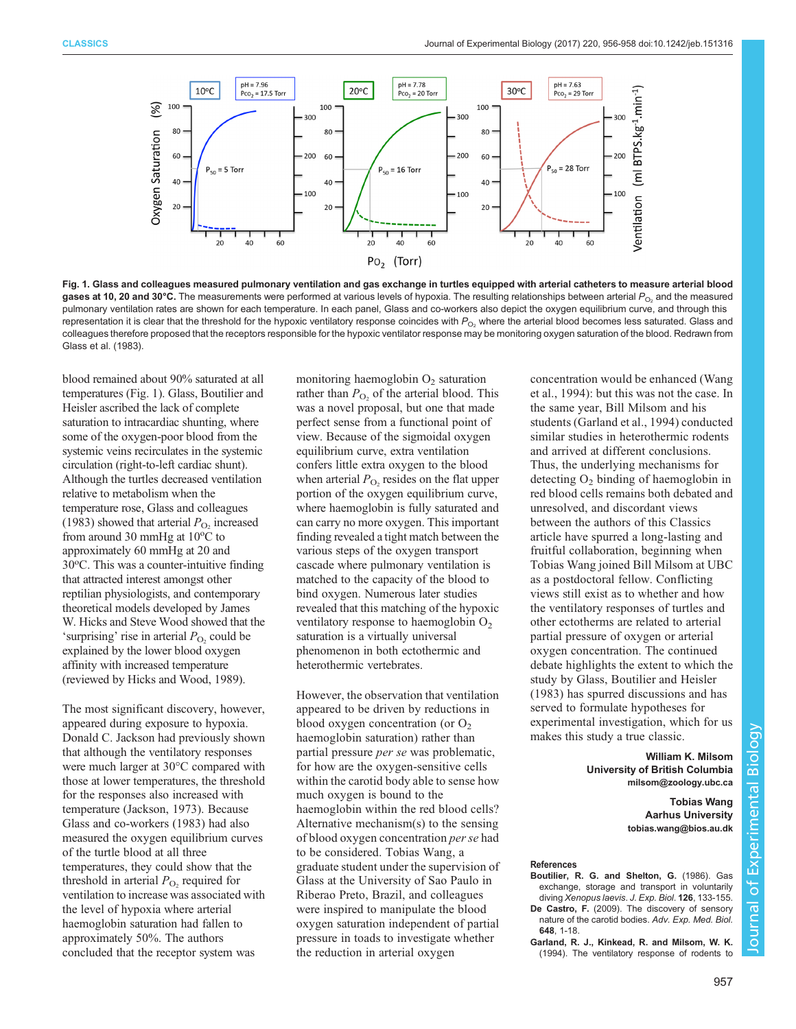Fig. 1. Glass and colleagues measured pulmonary ventilation and gas exchange in turtles equipped with arterial catheters to measure arterial blood gases at 10, 20 and 30°C. The measurements were performed at various levels of hypoxia. The resulting relationships between arterial $P_{O_2}$ and the measured pulmonary ventilation rates are shown for each temperature. In each panel, Glass and co-workers also depict the oxygen equilibrium curve, and through this representation it is clear that the threshold for the hypoxic ventilatory response coincides with $P_{O_2}$ where the arterial blood becomes less saturated. Glass and colleagues therefore proposed that the receptors responsible for the hypoxic ventilator response may be monitoring oxygen saturation of the blood. Redrawn from Glass et al. (1983).

blood remained about 90% saturated at all temperatures (Fig. 1). Glass, Boutilier and Heisler ascribed the lack of complete saturation to intracardiac shunting, where some of the oxygen-poor blood from the systemic veins recirculates in the systemic circulation (right-to-left cardiac shunt). Although the turtles decreased ventilation relative to metabolism when the temperature rose, Glass and colleagues (1983) showed that arterial $P_{O_2}$ increased from around 30 mmHg at 10°C to approximately 60 mmHg at 20 and 30°C. This was a counter-intuitive finding that attracted interest amongst other reptilian physiologists, and contemporary theoretical models developed by James W. Hicks and Steve Wood showed that the 'surprising' rise in arterial $P_{O_2}$ could be explained by the lower blood oxygen affinity with increased temperature (reviewed by Hicks and Wood, 1989).

The most significant discovery, however, appeared during exposure to hypoxia. Donald C. Jackson had previously shown that although the ventilatory responses were much larger at 30°C compared with those at lower temperatures, the threshold for the responses also increased with temperature (Jackson, 1973). Because Glass and co-workers (1983) had also measured the oxygen equilibrium curves of the turtle blood at all three temperatures, they could show that the threshold in arterial $P_{O_2}$ required for ventilation to increase was associated with the level of hypoxia where arterial haemoglobin saturation had fallen to approximately 50%. The authors concluded that the receptor system was monitoring haemoglobin $O_2$ saturation rather than $P_{O_2}$ of the arterial blood. This was a novel proposal, but one that made perfect sense from a functional point of view. Because of the sigmoidal oxygen equilibrium curve, extra ventilation confers little extra oxygen to the blood when arterial $P_{O_2}$ resides on the flat upper portion of the oxygen equilibrium curve, where haemoglobin is fully saturated and can carry no more oxygen. This important finding revealed a tight match between the various steps of the oxygen transport cascade where pulmonary ventilation is matched to the capacity of the blood to bind oxygen. Numerous later studies revealed that this matching of the hypoxic ventilatory response to haemoglobin $O_2$ saturation is a virtually universal phenomenon in both ectothermic and heterothermic vertebrates.

However, the observation that ventilation appeared to be driven by reductions in blood oxygen concentration (or $O_2$ haemoglobin saturation) rather than partial pressure *per se* was problematic, for how are the oxygen-sensitive cells within the carotid body able to sense how much oxygen is bound to the haemoglobin within the red blood cells? Alternative mechanism(s) to the sensing of blood oxygen concentration *per se* had to be considered. Tobias Wang, a graduate student under the supervision of Glass at the University of Sao Paulo in Riberao Preto, Brazil, and colleagues were inspired to manipulate the blood oxygen saturation independent of partial pressure in toads to investigate whether the reduction in arterial oxygen concentration would be enhanced (Wang et al., 1994): but this was not the case. In the same year, Bill Milsom and his students (Garland et al., 1994) conducted similar studies in heterothermic rodents and arrived at different conclusions. Thus, the underlying mechanisms for detecting $O_2$ binding of haemoglobin in red blood cells remains both debated and unresolved, and discordant views between the authors of this Classics article have spurred a long-lasting and fruitful collaboration, beginning when Tobias Wang joined Bill Milsom at UBC as a postdoctoral fellow. Conflicting views still exist as to whether and how the ventilatory responses of turtles and other ectotherms are related to arterial partial pressure of oxygen or arterial oxygen concentration. The continued debate highlights the extent to which the study by Glass, Boutilier and Heisler (1983) has spurred discussions and has served to formulate hypotheses for experimental investigation, which for us makes this study a true classic.

**William K. Milsom**
**University of British Columbia**
**milsom@zoology.ubc.ca**

**Tobias Wang**
**Aarhus University**
**tobias.wang@bios.au.dk**

### References

**Boutilier, R. G. and Shelton, G.** (1986). Gas exchange, storage and transport in voluntarily diving *Xenopus laevis*. *J. Exp. Biol.* **126**, 133-155.

**De Castro, F.** (2009). The discovery of sensory nature of the carotid bodies. *Adv. Exp. Med. Biol.* **648**, 1-18.

**Garland, R. J., Kinkead, R. and Milsom, W. K.** (1994). The ventilatory response of rodents to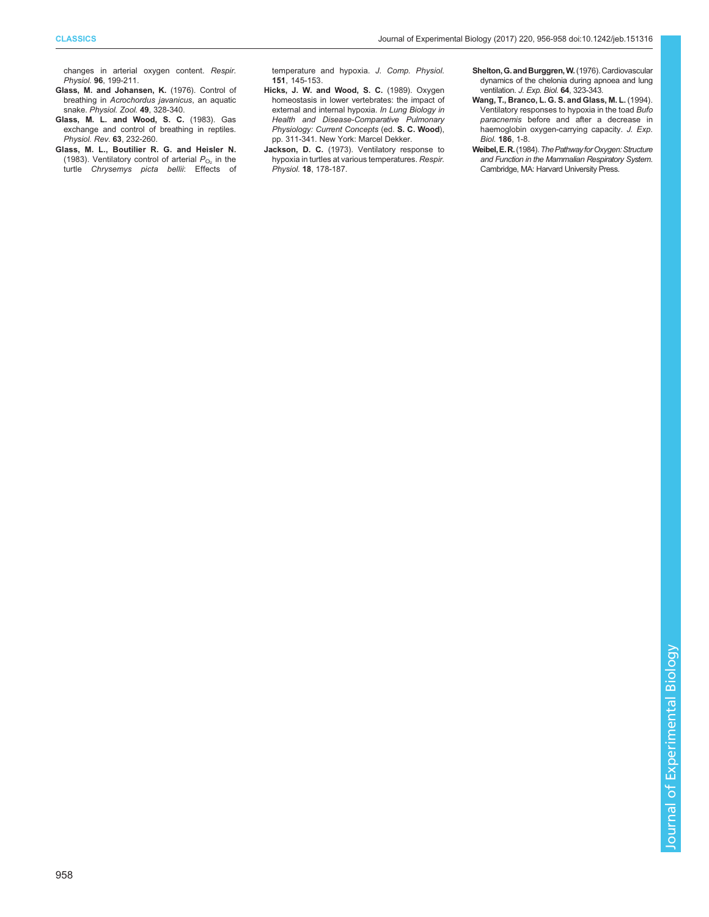changes in arterial oxygen content. *Respir. Physiol.* **96**, 199-211.

**Glass, M. and Johansen, K.** (1976). Control of breathing in *Acrochordus javanicus*, an aquatic snake. *Physiol. Zool.* **49**, 328-340.

**Glass, M. L. and Wood, S. C.** (1983). Gas exchange and control of breathing in reptiles. *Physiol. Rev.* **63**, 232-260.

**Glass, M. L., Boutilier R. G. and Heisler N.** (1983). Ventilatory control of arterial $P_{O_2}$ in the turtle *Chrysemys picta bellii*: Effects of temperature and hypoxia. *J. Comp. Physiol.* **151**, 145-153.

**Hicks, J. W. and Wood, S. C.** (1989). Oxygen homeostasis in lower vertebrates: the impact of external and internal hypoxia. *In Lung Biology in Health and Disease-Comparative Pulmonary Physiology: Current Concepts* (ed. **S. C. Wood**), pp. 311-341. New York: Marcel Dekker.

**Jackson, D. C.** (1973). Ventilatory response to hypoxia in turtles at various temperatures. *Respir. Physiol.* **18**, 178-187.

**Shelton, G. and Burggren, W.** (1976). Cardiovascular dynamics of the chelonia during apnoea and lung ventilation. *J. Exp. Biol.* **64**, 323-343.

**Wang, T., Branco, L. G. S. and Glass, M. L.** (1994). Ventilatory responses to hypoxia in the toad *Bufo paracnemis* before and after a decrease in haemoglobin oxygen-carrying capacity. *J. Exp. Biol.* **186**, 1-8.

**Weibel, E. R.** (1984). *The Pathway for Oxygen: Structure and Function in the Mammalian Respiratory System*. Cambridge, MA: Harvard University Press.